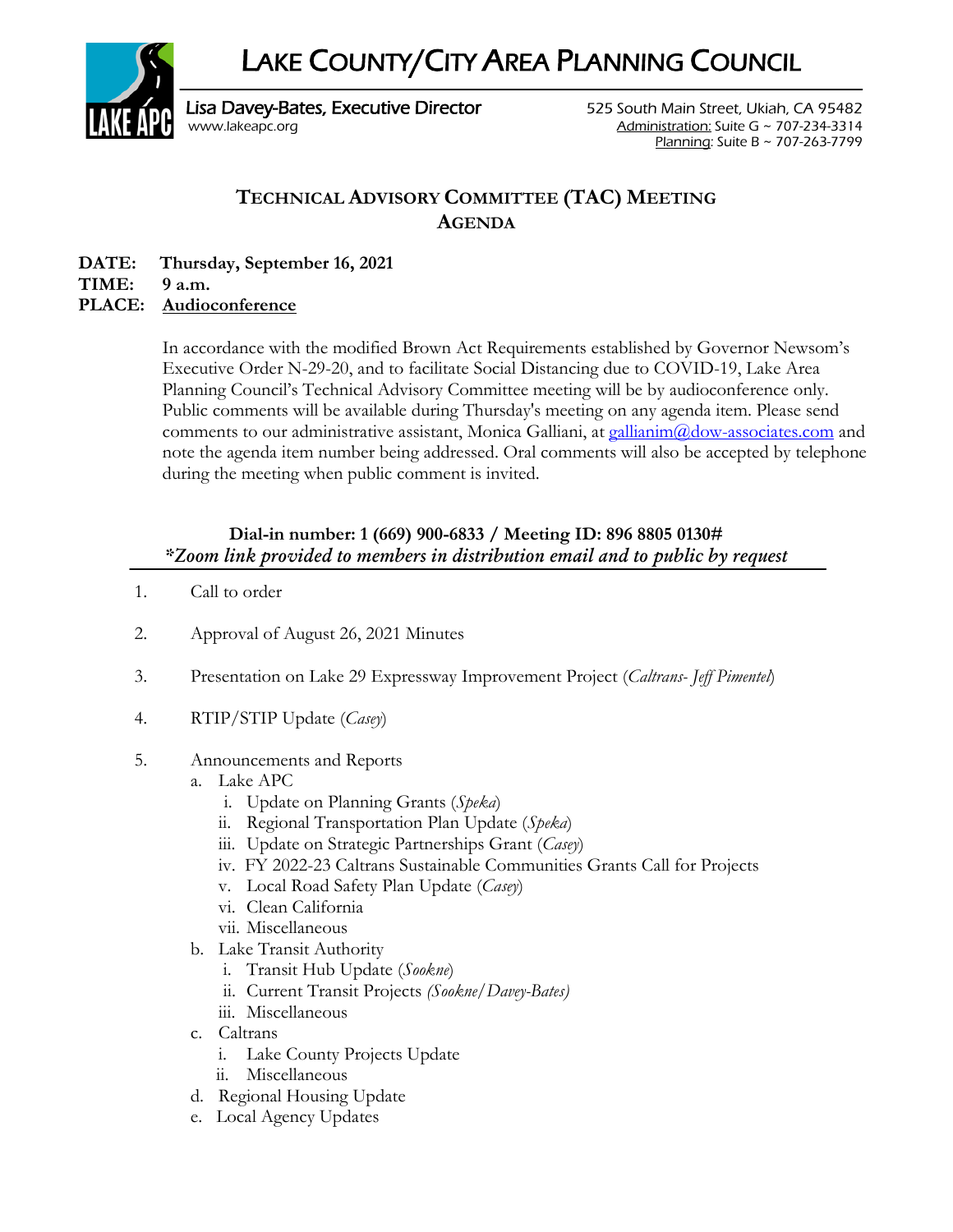# LAKE COUNTY/CITY AREA PLANNING COUNCIL

**Lisa Davey-Bates, Executive Director**
www.lakeapc.org

525 South Main Street, Ukiah, CA 95482
Administration: Suite G ~ 707-234-3314
Planning: Suite B ~ 707-263-7799

## TECHNICAL ADVISORY COMMITTEE (TAC) MEETING AGENDA

**DATE:** **Thursday, September 16, 2021**
**TIME:** **9 a.m.**
**PLACE:** **Audioconference**

In accordance with the modified Brown Act Requirements established by Governor Newsom's Executive Order N-29-20, and to facilitate Social Distancing due to COVID-19, Lake Area Planning Council's Technical Advisory Committee meeting will be by audioconference only. Public comments will be available during Thursday's meeting on any agenda item. Please send comments to our administrative assistant, Monica Galliani, at gallianim@dow-associates.com and note the agenda item number being addressed. Oral comments will also be accepted by telephone during the meeting when public comment is invited.

**Dial-in number: 1 (669) 900-6833 / Meeting ID: 896 8805 0130#**
***Zoom link provided to members in distribution email and to public by request***

1. Call to order
2. Approval of August 26, 2021 Minutes
3. Presentation on Lake 29 Expressway Improvement Project (*Caltrans- Jeff Pimentel*)
4. RTIP/STIP Update (*Casey*)
5. Announcements and Reports
   a. Lake APC
      i. Update on Planning Grants (*Speka*)
      ii. Regional Transportation Plan Update (*Speka*)
      iii. Update on Strategic Partnerships Grant (*Casey*)
      iv. FY 2022-23 Caltrans Sustainable Communities Grants Call for Projects
      v. Local Road Safety Plan Update (*Casey*)
      vi. Clean California
      vii. Miscellaneous
   b. Lake Transit Authority
      i. Transit Hub Update (*Sookne*)
      ii. Current Transit Projects *(Sookne/Davey-Bates)*
      iii. Miscellaneous
   c. Caltrans
      i. Lake County Projects Update
      ii. Miscellaneous
   d. Regional Housing Update
   e. Local Agency Updates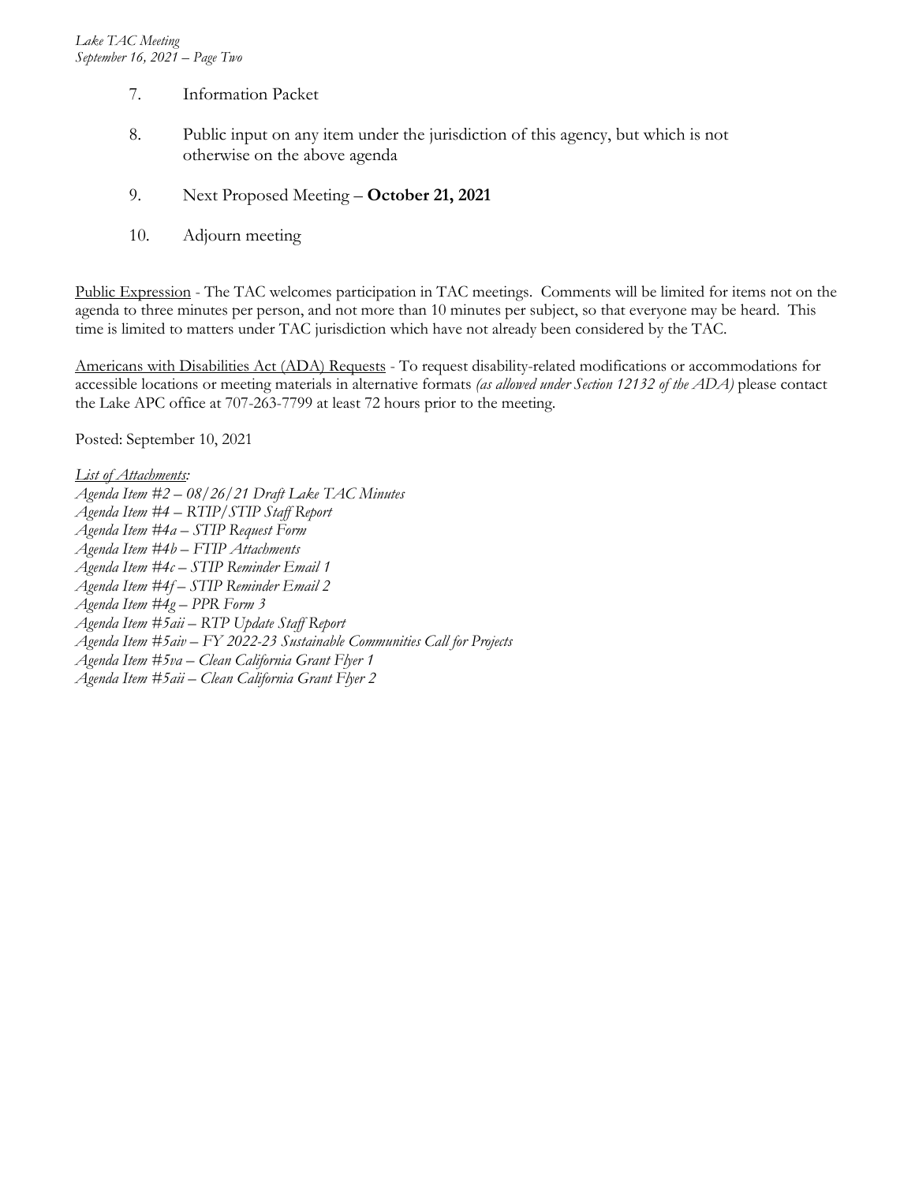7. Information Packet

8. Public input on any item under the jurisdiction of this agency, but which is not otherwise on the above agenda

9. Next Proposed Meeting – **October 21, 2021**

10. Adjourn meeting

Public Expression - The TAC welcomes participation in TAC meetings. Comments will be limited for items not on the agenda to three minutes per person, and not more than 10 minutes per subject, so that everyone may be heard. This time is limited to matters under TAC jurisdiction which have not already been considered by the TAC.

Americans with Disabilities Act (ADA) Requests - To request disability-related modifications or accommodations for accessible locations or meeting materials in alternative formats *(as allowed under Section 12132 of the ADA)* please contact the Lake APC office at 707-263-7799 at least 72 hours prior to the meeting.

Posted: September 10, 2021

*List of Attachments:*
*Agenda Item #2 – 08/26/21 Draft Lake TAC Minutes*
*Agenda Item #4 – RTIP/STIP Staff Report*
*Agenda Item #4a – STIP Request Form*
*Agenda Item #4b – FTIP Attachments*
*Agenda Item #4c – STIP Reminder Email 1*
*Agenda Item #4f – STIP Reminder Email 2*
*Agenda Item #4g – PPR Form 3*
*Agenda Item #5aii – RTP Update Staff Report*
*Agenda Item #5aiv – FY 2022-23 Sustainable Communities Call for Projects*
*Agenda Item #5va – Clean California Grant Flyer 1*
*Agenda Item #5aii – Clean California Grant Flyer 2*